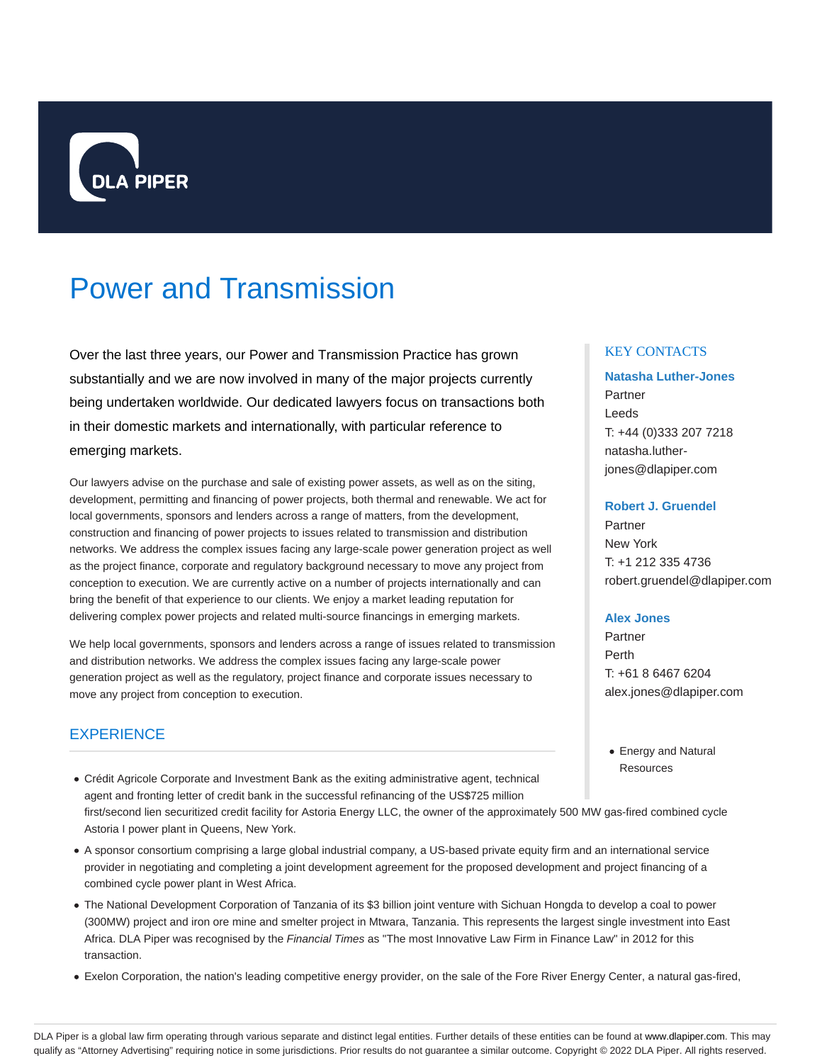# Power and Transmission

Over the last three years, our Power and Transmission Practice has grown substantially and we are now involved in many of the major projects currently being undertaken worldwide. Our dedicated lawyers focus on transactions both in their domestic markets and internationally, with particular reference to emerging markets.

Our lawyers advise on the purchase and sale of existing power assets, as well as on the siting, development, permitting and financing of power projects, both thermal and renewable. We act for local governments, sponsors and lenders across a range of matters, from the development, construction and financing of power projects to issues related to transmission and distribution networks. We address the complex issues facing any large-scale power generation project as well as the project finance, corporate and regulatory background necessary to move any project from conception to execution. We are currently active on a number of projects internationally and can bring the benefit of that experience to our clients. We enjoy a market leading reputation for delivering complex power projects and related multi-source financings in emerging markets.

We help local governments, sponsors and lenders across a range of issues related to transmission and distribution networks. We address the complex issues facing any large-scale power generation project as well as the regulatory, project finance and corporate issues necessary to move any project from conception to execution.

## KEY CONTACTS

**Natasha Luther-Jones**
Partner
Leeds
T: +44 (0)333 207 7218
natasha.luther-jones@dlapiper.com

**Robert J. Gruendel**
Partner
New York
T: +1 212 335 4736
robert.gruendel@dlapiper.com

**Alex Jones**
Partner
Perth
T: +61 8 6467 6204
alex.jones@dlapiper.com

- Energy and Natural Resources

## EXPERIENCE

- Crédit Agricole Corporate and Investment Bank as the exiting administrative agent, technical agent and fronting letter of credit bank in the successful refinancing of the US$725 million first/second lien securitized credit facility for Astoria Energy LLC, the owner of the approximately 500 MW gas-fired combined cycle Astoria I power plant in Queens, New York.
- A sponsor consortium comprising a large global industrial company, a US-based private equity firm and an international service provider in negotiating and completing a joint development agreement for the proposed development and project financing of a combined cycle power plant in West Africa.
- The National Development Corporation of Tanzania of its $3 billion joint venture with Sichuan Hongda to develop a coal to power (300MW) project and iron ore mine and smelter project in Mtwara, Tanzania. This represents the largest single investment into East Africa. DLA Piper was recognised by the *Financial Times* as "The most Innovative Law Firm in Finance Law" in 2012 for this transaction.
- Exelon Corporation, the nation's leading competitive energy provider, on the sale of the Fore River Energy Center, a natural gas-fired,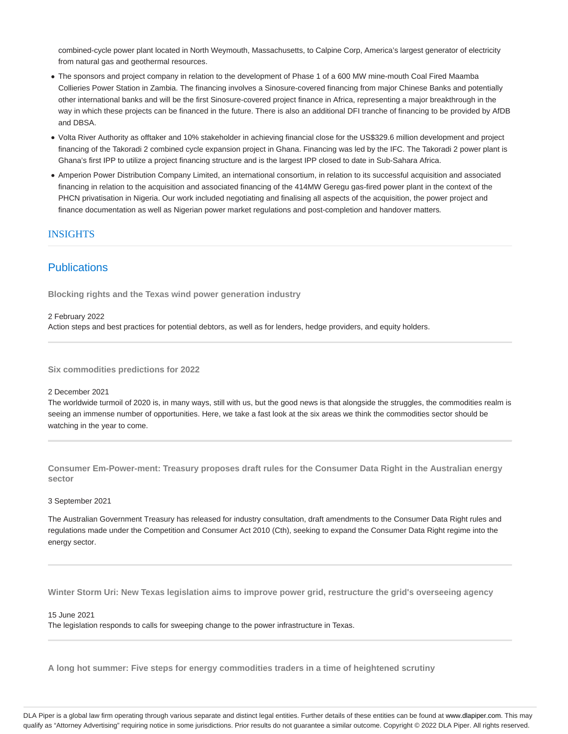combined-cycle power plant located in North Weymouth, Massachusetts, to Calpine Corp, America's largest generator of electricity from natural gas and geothermal resources.

- The sponsors and project company in relation to the development of Phase 1 of a 600 MW mine-mouth Coal Fired Maamba Collieries Power Station in Zambia. The financing involves a Sinosure-covered financing from major Chinese Banks and potentially other international banks and will be the first Sinosure-covered project finance in Africa, representing a major breakthrough in the way in which these projects can be financed in the future. There is also an additional DFI tranche of financing to be provided by AfDB and DBSA.
- Volta River Authority as offtaker and 10% stakeholder in achieving financial close for the US$329.6 million development and project financing of the Takoradi 2 combined cycle expansion project in Ghana. Financing was led by the IFC. The Takoradi 2 power plant is Ghana's first IPP to utilize a project financing structure and is the largest IPP closed to date in Sub-Sahara Africa.
- Amperion Power Distribution Company Limited, an international consortium, in relation to its successful acquisition and associated financing in relation to the acquisition and associated financing of the 414MW Geregu gas-fired power plant in the context of the PHCN privatisation in Nigeria. Our work included negotiating and finalising all aspects of the acquisition, the power project and finance documentation as well as Nigerian power market regulations and post-completion and handover matters.

## INSIGHTS

## Publications

**Blocking rights and the Texas wind power generation industry**

2 February 2022

Action steps and best practices for potential debtors, as well as for lenders, hedge providers, and equity holders.

**Six commodities predictions for 2022**

2 December 2021

The worldwide turmoil of 2020 is, in many ways, still with us, but the good news is that alongside the struggles, the commodities realm is seeing an immense number of opportunities. Here, we take a fast look at the six areas we think the commodities sector should be watching in the year to come.

**Consumer Em-Power-ment: Treasury proposes draft rules for the Consumer Data Right in the Australian energy sector**

3 September 2021

The Australian Government Treasury has released for industry consultation, draft amendments to the Consumer Data Right rules and regulations made under the Competition and Consumer Act 2010 (Cth), seeking to expand the Consumer Data Right regime into the energy sector.

**Winter Storm Uri: New Texas legislation aims to improve power grid, restructure the grid's overseeing agency**

15 June 2021

The legislation responds to calls for sweeping change to the power infrastructure in Texas.

**A long hot summer: Five steps for energy commodities traders in a time of heightened scrutiny**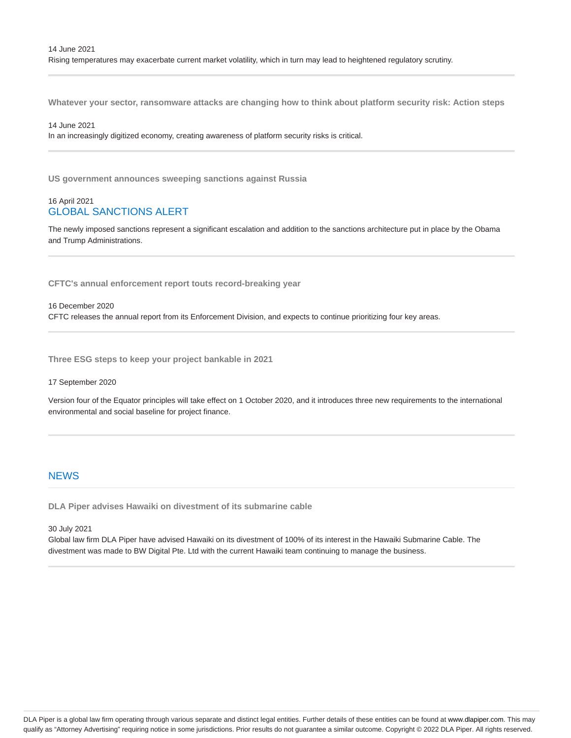14 June 2021
Rising temperatures may exacerbate current market volatility, which in turn may lead to heightened regulatory scrutiny.

**Whatever your sector, ransomware attacks are changing how to think about platform security risk: Action steps**

14 June 2021
In an increasingly digitized economy, creating awareness of platform security risks is critical.

**US government announces sweeping sanctions against Russia**

16 April 2021
GLOBAL SANCTIONS ALERT

The newly imposed sanctions represent a significant escalation and addition to the sanctions architecture put in place by the Obama and Trump Administrations.

**CFTC's annual enforcement report touts record-breaking year**

16 December 2020
CFTC releases the annual report from its Enforcement Division, and expects to continue prioritizing four key areas.

**Three ESG steps to keep your project bankable in 2021**

17 September 2020

Version four of the Equator principles will take effect on 1 October 2020, and it introduces three new requirements to the international environmental and social baseline for project finance.

## NEWS

**DLA Piper advises Hawaiki on divestment of its submarine cable**

30 July 2021
Global law firm DLA Piper have advised Hawaiki on its divestment of 100% of its interest in the Hawaiki Submarine Cable. The divestment was made to BW Digital Pte. Ltd with the current Hawaiki team continuing to manage the business.

DLA Piper is a global law firm operating through various separate and distinct legal entities. Further details of these entities can be found at www.dlapiper.com. This may qualify as "Attorney Advertising" requiring notice in some jurisdictions. Prior results do not guarantee a similar outcome. Copyright © 2022 DLA Piper. All rights reserved.